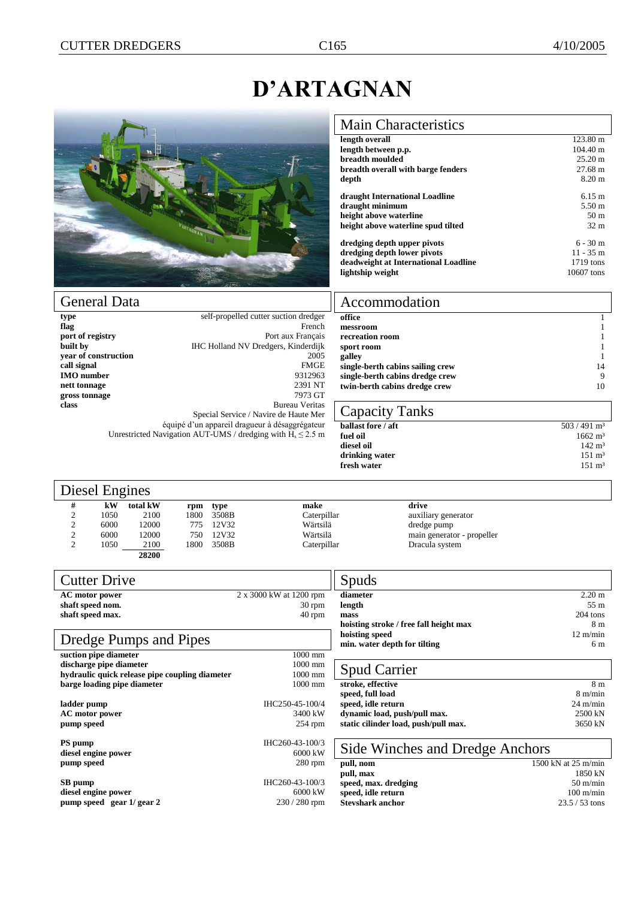# D'ARTAGNAN

## Main Characteristics

| | |
|---|---|
| **length overall** | 123.80 m |
| **length between p.p.** | 104.40 m |
| **breadth moulded** | 25.20 m |
| **breadth overall with barge fenders** | 27.68 m |
| **depth** | 8.20 m |
| **draught International Loadline** | 6.15 m |
| **draught minimum** | 5.50 m |
| **height above waterline** | 50 m |
| **height above waterline spud tilted** | 32 m |
| **dredging depth upper pivots** | 6 - 30 m |
| **dredging depth lower pivots** | 11 - 35 m |
| **deadweight at International Loadline** | 1719 tons |
| **lightship weight** | 10607 tons |

## General Data

| | |
|---|---|
| **type** | self-propelled cutter suction dredger |
| **flag** | French |
| **port of registry** | Port aux Français |
| **built by** | IHC Holland NV Dredgers, Kinderdijk |
| **year of construction** | 2005 |
| **call signal** | FMGE |
| **IMO number** | 9312963 |
| **nett tonnage** | 2391 NT |
| **gross tonnage** | 7973 GT |
| **class** | Bureau Veritas |
| | Special Service / Navire de Haute Mer |
| | équipé d'un appareil dragueur à désaggrégateur |
| | Unrestricted Navigation AUT-UMS / dredging with $H_s \leq 2.5$ m |

## Accommodation

| | |
|---|---|
| **office** | 1 |
| **messroom** | 1 |
| **recreation room** | 1 |
| **sport room** | 1 |
| **galley** | 1 |
| **single-berth cabins sailing crew** | 14 |
| **single-berth cabins dredge crew** | 9 |
| **twin-berth cabins dredge crew** | 10 |

## Capacity Tanks

| | |
|---|---|
| **ballast fore / aft** | 503 / 491 m³ |
| **fuel oil** | 1662 m³ |
| **diesel oil** | 142 m³ |
| **drinking water** | 151 m³ |
| **fresh water** | 151 m³ |

## Diesel Engines

| # | kW | total kW | rpm | type | make | drive |
|---|---|---|---|---|---|---|
| 2 | 1050 | 2100 | 1800 | 3508B | Caterpillar | auxiliary generator |
| 2 | 6000 | 12000 | 775 | 12V32 | Wärtsilä | dredge pump |
| 2 | 6000 | 12000 | 750 | 12V32 | Wärtsilä | main generator - propeller |
| 2 | 1050 | 2100 | 1800 | 3508B | Caterpillar | Dracula system |
| | | **28200** | | | | |

## Cutter Drive

| | |
|---|---|
| **AC motor power** | 2 x 3000 kW at 1200 rpm |
| **shaft speed nom.** | 30 rpm |
| **shaft speed max.** | 40 rpm |

## Dredge Pumps and Pipes

| | |
|---|---|
| **suction pipe diameter** | 1000 mm |
| **discharge pipe diameter** | 1000 mm |
| **hydraulic quick release pipe coupling diameter** | 1000 mm |
| **barge loading pipe diameter** | 1000 mm |
| **ladder pump** | IHC250-45-100/4 |
| **AC motor power** | 3400 kW |
| **pump speed** | 254 rpm |
| **PS pump** | IHC260-43-100/3 |
| **diesel engine power** | 6000 kW |
| **pump speed** | 280 rpm |
| **SB pump** | IHC260-43-100/3 |
| **diesel engine power** | 6000 kW |
| **pump speed gear 1/ gear 2** | 230 / 280 rpm |

## Spuds

| | |
|---|---|
| **diameter** | 2.20 m |
| **length** | 55 m |
| **mass** | 204 tons |
| **hoisting stroke / free fall height max** | 8 m |
| **hoisting speed** | 12 m/min |
| **min. water depth for tilting** | 6 m |

## Spud Carrier

| | |
|---|---|
| **stroke, effective** | 8 m |
| **speed, full load** | 8 m/min |
| **speed, idle return** | 24 m/min |
| **dynamic load, push/pull max.** | 2500 kN |
| **static cilinder load, push/pull max.** | 3650 kN |

## Side Winches and Dredge Anchors

| | |
|---|---|
| **pull, nom** | 1500 kN at 25 m/min |
| **pull, max** | 1850 kN |
| **speed, max. dredging** | 50 m/min |
| **speed, idle return** | 100 m/min |
| **Stevshark anchor** | 23.5 / 53 tons |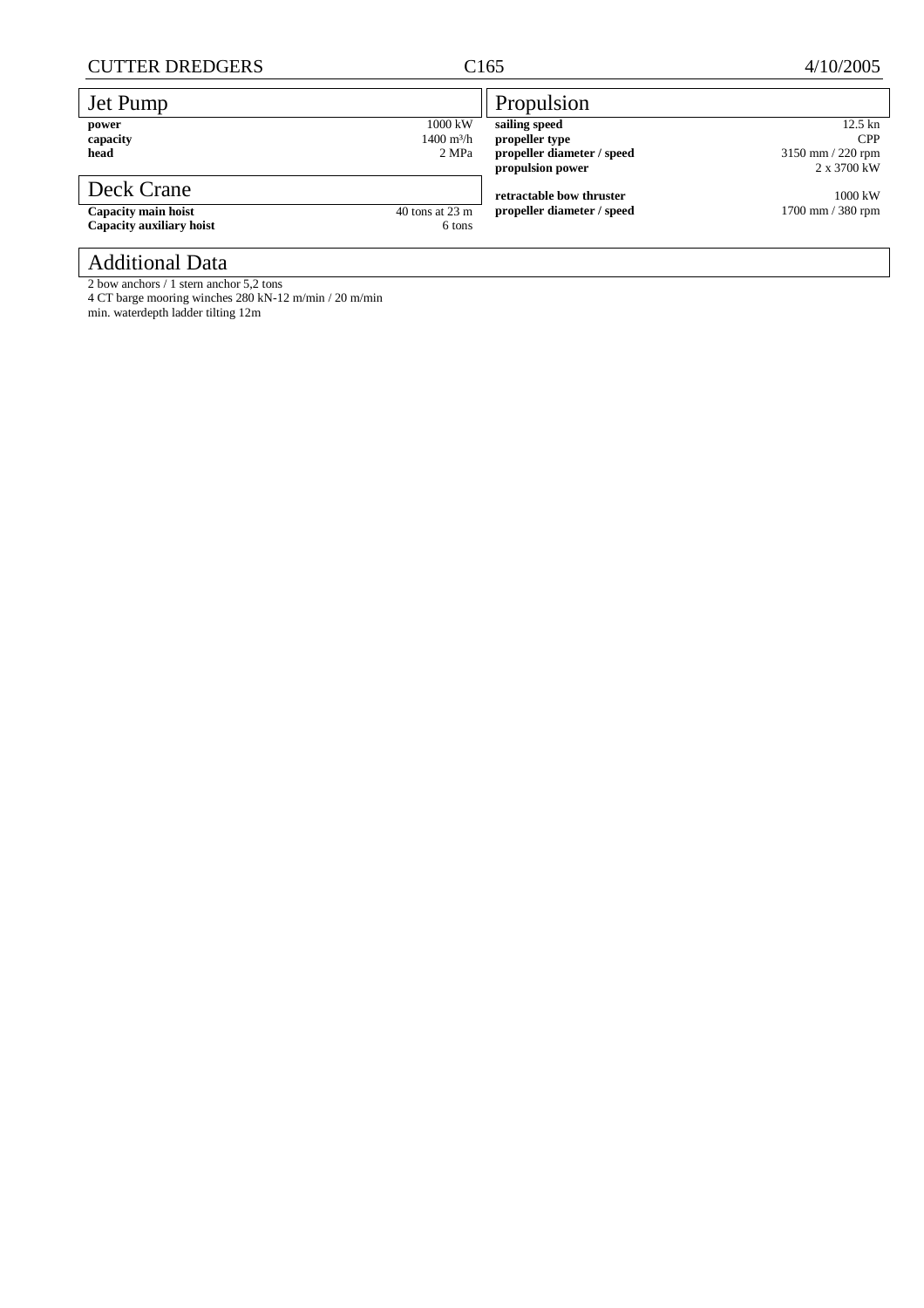## Jet Pump

| | |
|---|---|
| **power** | 1000 kW |
| **capacity** | 1400 m³/h |
| **head** | 2 MPa |

## Deck Crane

| | |
|---|---|
| **Capacity main hoist** | 40 tons at 23 m |
| **Capacity auxiliary hoist** | 6 tons |

## Propulsion

| | |
|---|---|
| **sailing speed** | 12.5 kn |
| **propeller type** | CPP |
| **propeller diameter / speed** | 3150 mm / 220 rpm |
| **propulsion power** | 2 x 3700 kW |
| **retractable bow thruster** | 1000 kW |
| **propeller diameter / speed** | 1700 mm / 380 rpm |

## Additional Data

2 bow anchors / 1 stern anchor 5,2 tons
4 CT barge mooring winches 280 kN-12 m/min / 20 m/min
min. waterdepth ladder tilting 12m